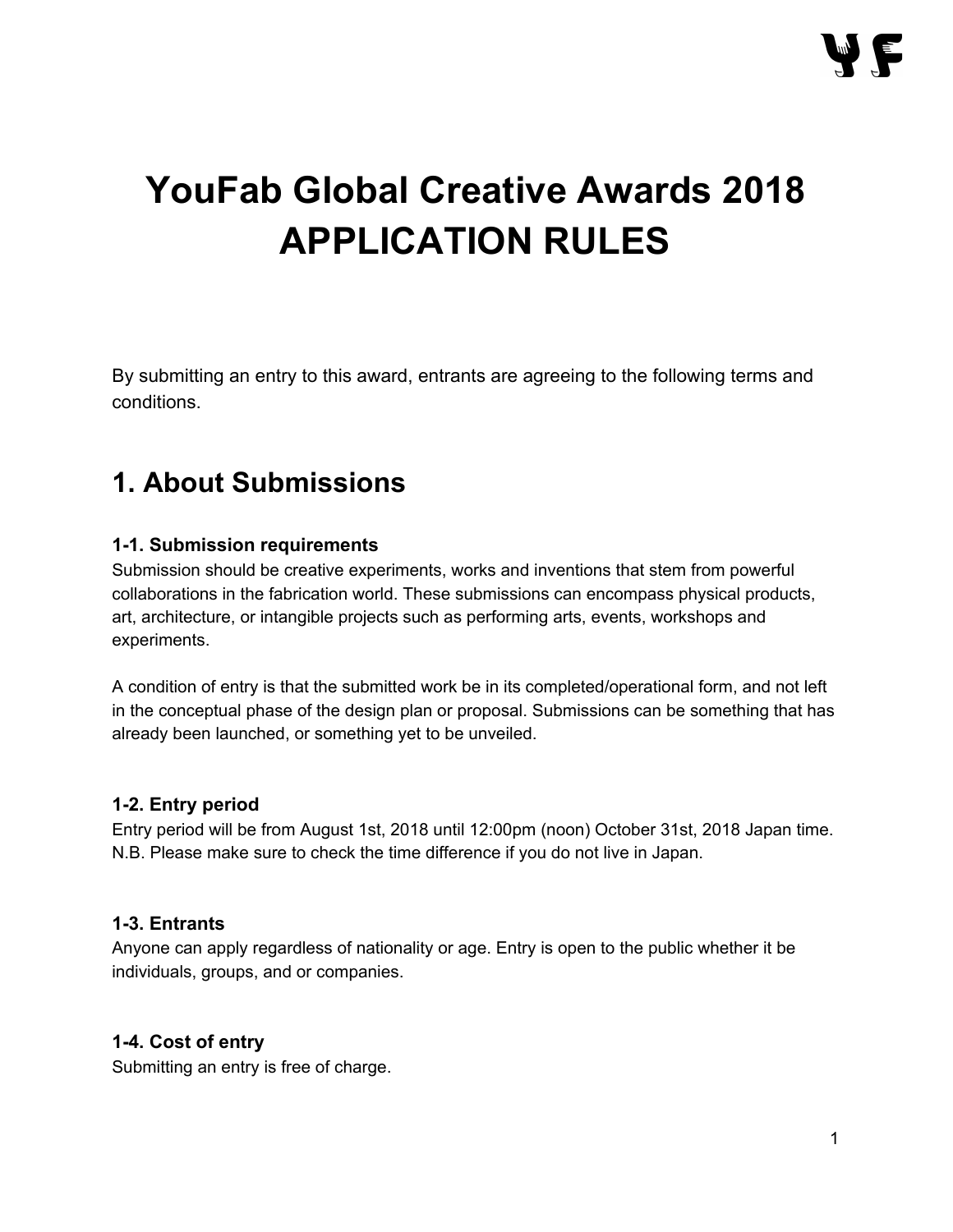# YouFab Global Creative Awards 2018 APPLICATION RULES

By submitting an entry to this award, entrants are agreeing to the following terms and conditions.

## 1. About Submissions

### 1-1. Submission requirements

Submission should be creative experiments, works and inventions that stem from powerful collaborations in the fabrication world. These submissions can encompass physical products, art, architecture, or intangible projects such as performing arts, events, workshops and experiments.

A condition of entry is that the submitted work be in its completed/operational form, and not left in the conceptual phase of the design plan or proposal. Submissions can be something that has already been launched, or something yet to be unveiled.

### 1-2. Entry period

Entry period will be from August 1st, 2018 until 12:00pm (noon) October 31st, 2018 Japan time. N.B. Please make sure to check the time difference if you do not live in Japan.

### 1-3. Entrants

Anyone can apply regardless of nationality or age. Entry is open to the public whether it be individuals, groups, and or companies.

### 1-4. Cost of entry

Submitting an entry is free of charge.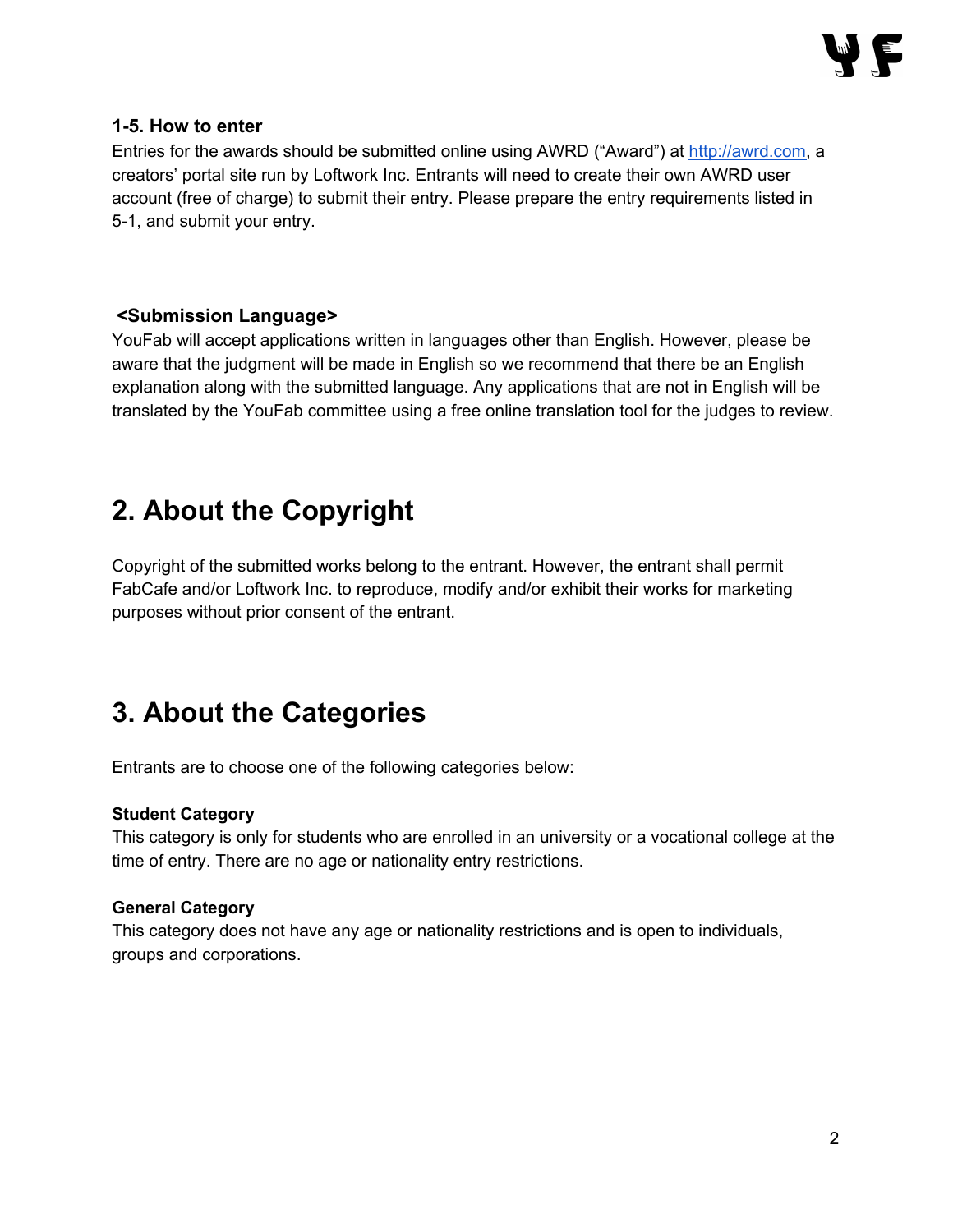### 1-5. How to enter

Entries for the awards should be submitted online using AWRD ("Award") at [http://awrd.com](http://awrd.com), a creators' portal site run by Loftwork Inc. Entrants will need to create their own AWRD user account (free of charge) to submit their entry. Please prepare the entry requirements listed in 5-1, and submit your entry.

**<Submission Language>**

YouFab will accept applications written in languages other than English. However, please be aware that the judgment will be made in English so we recommend that there be an English explanation along with the submitted language. Any applications that are not in English will be translated by the YouFab committee using a free online translation tool for the judges to review.

## 2. About the Copyright

Copyright of the submitted works belong to the entrant. However, the entrant shall permit FabCafe and/or Loftwork Inc. to reproduce, modify and/or exhibit their works for marketing purposes without prior consent of the entrant.

## 3. About the Categories

Entrants are to choose one of the following categories below:

**Student Category**

This category is only for students who are enrolled in an university or a vocational college at the time of entry. There are no age or nationality entry restrictions.

**General Category**

This category does not have any age or nationality restrictions and is open to individuals, groups and corporations.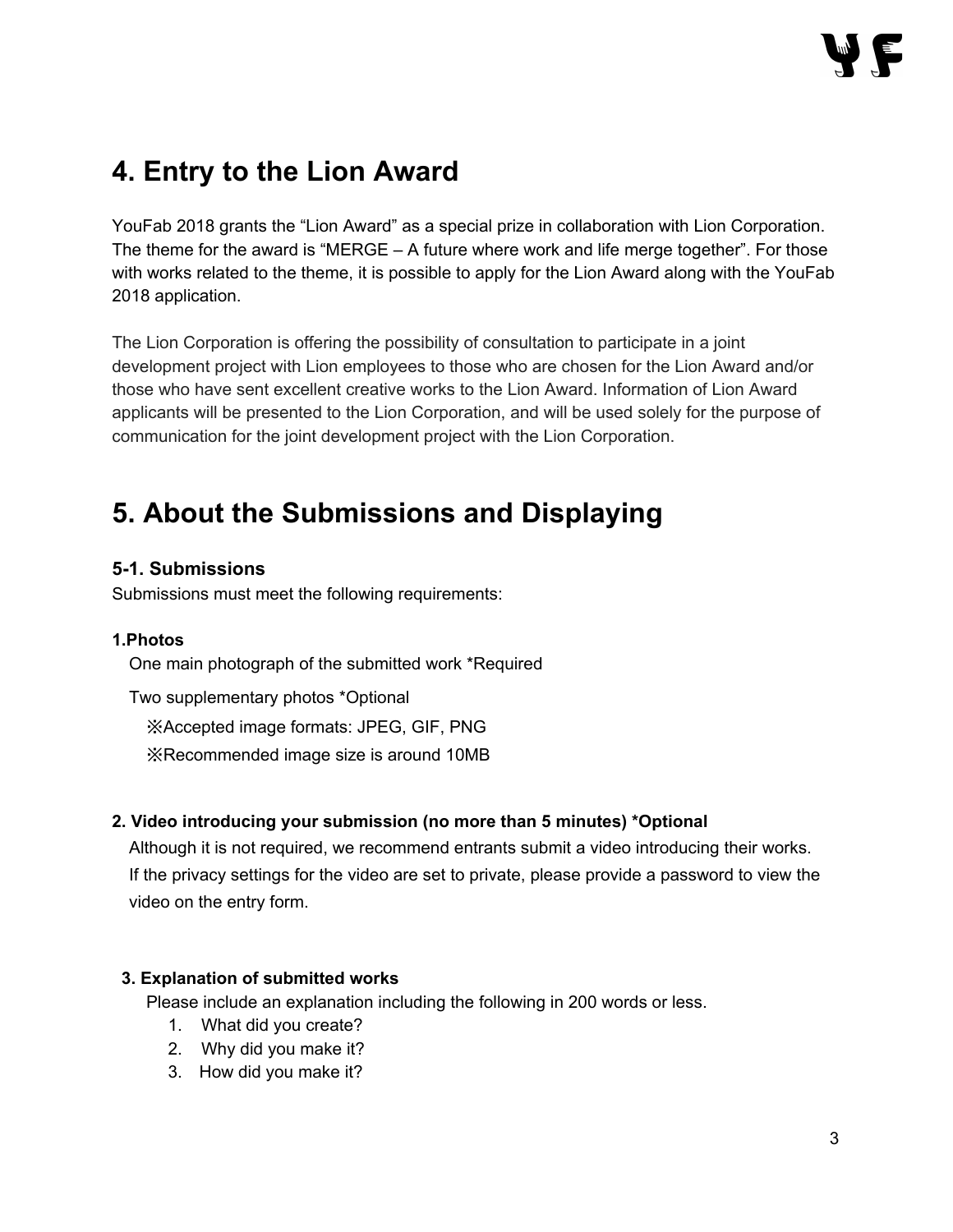## 4. Entry to the Lion Award

YouFab 2018 grants the "Lion Award" as a special prize in collaboration with Lion Corporation. The theme for the award is "MERGE – A future where work and life merge together". For those with works related to the theme, it is possible to apply for the Lion Award along with the YouFab 2018 application.

The Lion Corporation is offering the possibility of consultation to participate in a joint development project with Lion employees to those who are chosen for the Lion Award and/or those who have sent excellent creative works to the Lion Award. Information of Lion Award applicants will be presented to the Lion Corporation, and will be used solely for the purpose of communication for the joint development project with the Lion Corporation.

## 5. About the Submissions and Displaying

### 5-1. Submissions

Submissions must meet the following requirements:

**1.Photos**

One main photograph of the submitted work *Required

Two supplementary photos *Optional

※Accepted image formats: JPEG, GIF, PNG

※Recommended image size is around 10MB

**2. Video introducing your submission (no more than 5 minutes) *Optional**

Although it is not required, we recommend entrants submit a video introducing their works. If the privacy settings for the video are set to private, please provide a password to view the video on the entry form.

**3. Explanation of submitted works**

Please include an explanation including the following in 200 words or less.

1. What did you create?
2. Why did you make it?
3. How did you make it?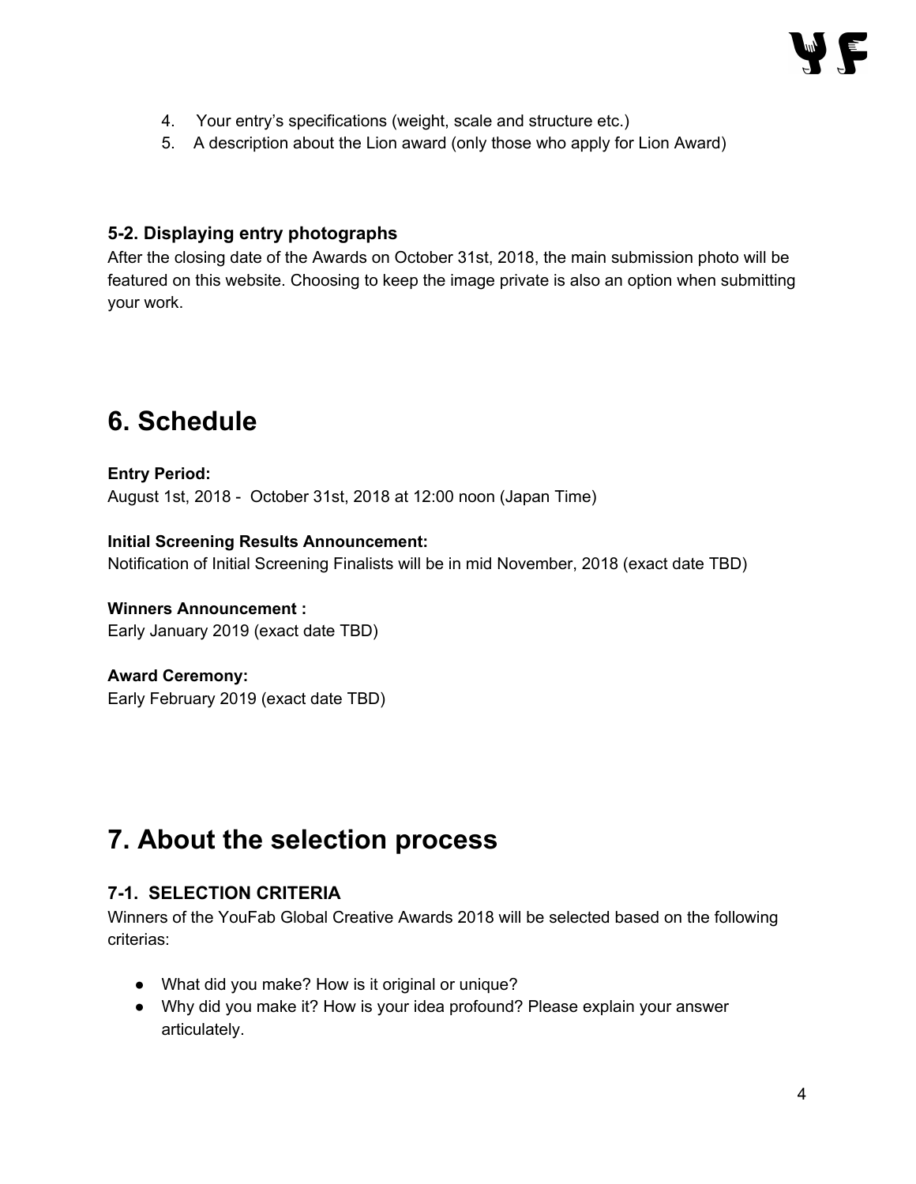4. Your entry's specifications (weight, scale and structure etc.)
5. A description about the Lion award (only those who apply for Lion Award)

### 5-2. Displaying entry photographs

After the closing date of the Awards on October 31st, 2018, the main submission photo will be featured on this website. Choosing to keep the image private is also an option when submitting your work.

# 6. Schedule

**Entry Period:**
August 1st, 2018 - October 31st, 2018 at 12:00 noon (Japan Time)

**Initial Screening Results Announcement:**
Notification of Initial Screening Finalists will be in mid November, 2018 (exact date TBD)

**Winners Announcement :**
Early January 2019 (exact date TBD)

**Award Ceremony:**
Early February 2019 (exact date TBD)

# 7. About the selection process

### 7-1. SELECTION CRITERIA

Winners of the YouFab Global Creative Awards 2018 will be selected based on the following criterias:

- What did you make? How is it original or unique?
- Why did you make it? How is your idea profound? Please explain your answer articulately.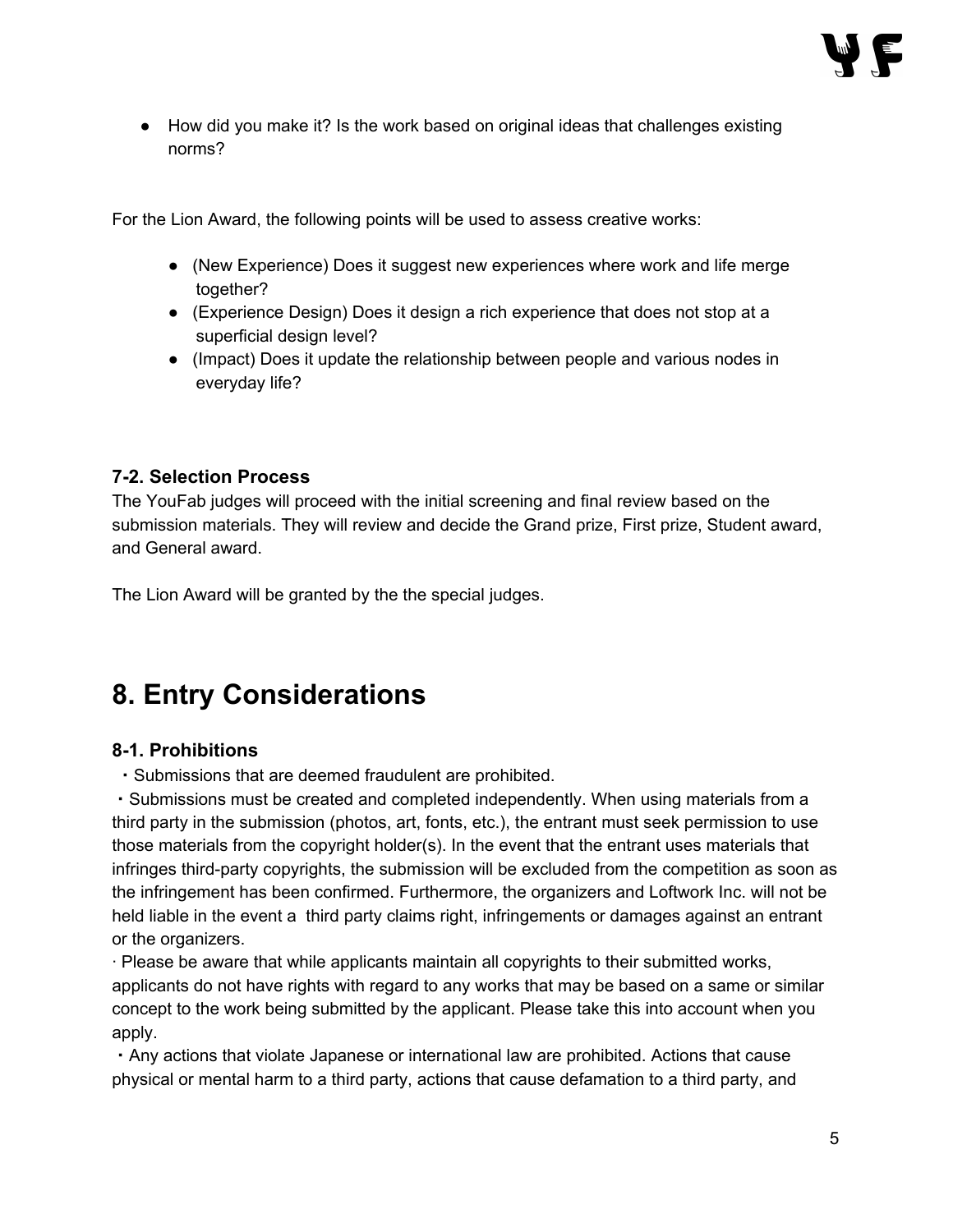- How did you make it? Is the work based on original ideas that challenges existing norms?

For the Lion Award, the following points will be used to assess creative works:

- (New Experience) Does it suggest new experiences where work and life merge together?
- (Experience Design) Does it design a rich experience that does not stop at a superficial design level?
- (Impact) Does it update the relationship between people and various nodes in everyday life?

### 7-2. Selection Process

The YouFab judges will proceed with the initial screening and final review based on the submission materials. They will review and decide the Grand prize, First prize, Student award, and General award.

The Lion Award will be granted by the the special judges.

# 8. Entry Considerations

### 8-1. Prohibitions

・Submissions that are deemed fraudulent are prohibited.

・Submissions must be created and completed independently. When using materials from a third party in the submission (photos, art, fonts, etc.), the entrant must seek permission to use those materials from the copyright holder(s). In the event that the entrant uses materials that infringes third-party copyrights, the submission will be excluded from the competition as soon as the infringement has been confirmed. Furthermore, the organizers and Loftwork Inc. will not be held liable in the event a third party claims right, infringements or damages against an entrant or the organizers.

· Please be aware that while applicants maintain all copyrights to their submitted works, applicants do not have rights with regard to any works that may be based on a same or similar concept to the work being submitted by the applicant. Please take this into account when you apply.

・Any actions that violate Japanese or international law are prohibited. Actions that cause physical or mental harm to a third party, actions that cause defamation to a third party, and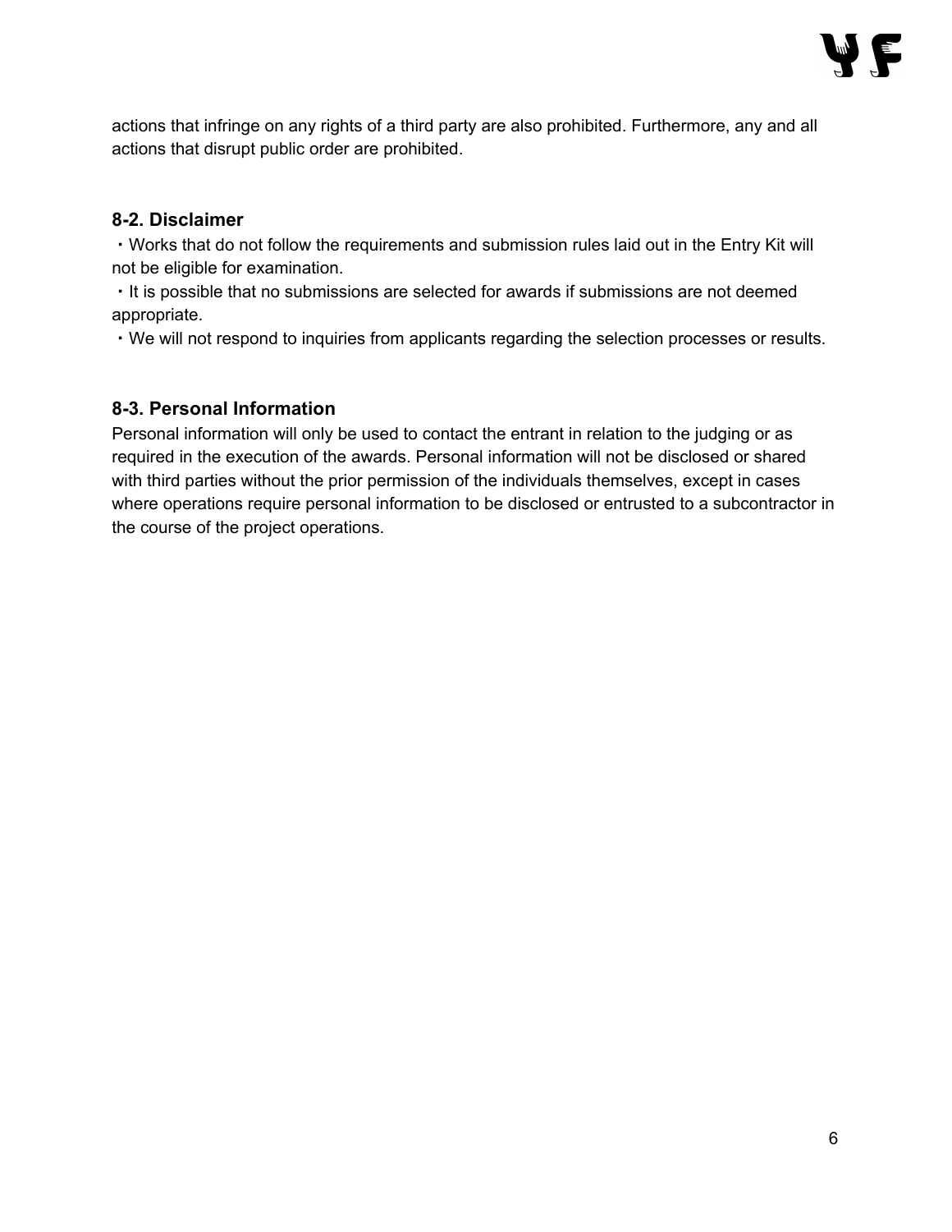actions that infringe on any rights of a third party are also prohibited. Furthermore, any and all actions that disrupt public order are prohibited.

### 8-2. Disclaimer

・Works that do not follow the requirements and submission rules laid out in the Entry Kit will not be eligible for examination.
・It is possible that no submissions are selected for awards if submissions are not deemed appropriate.
・We will not respond to inquiries from applicants regarding the selection processes or results.

### 8-3. Personal Information

Personal information will only be used to contact the entrant in relation to the judging or as required in the execution of the awards. Personal information will not be disclosed or shared with third parties without the prior permission of the individuals themselves, except in cases where operations require personal information to be disclosed or entrusted to a subcontractor in the course of the project operations.